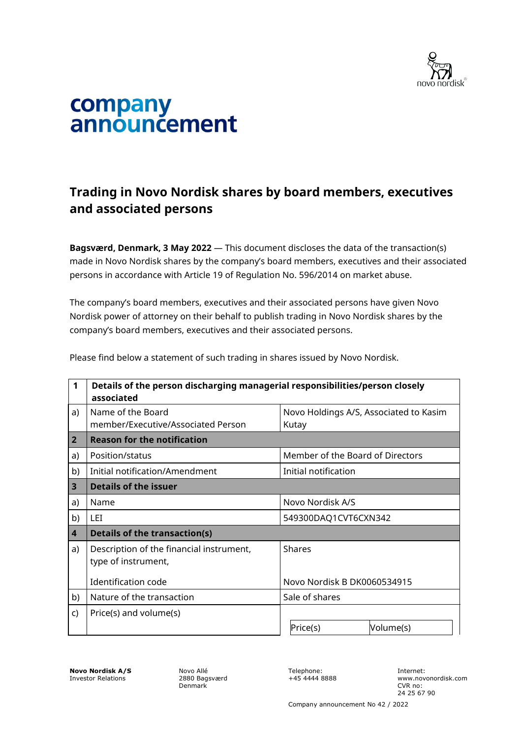# company announcement

## Trading in Novo Nordisk shares by board members, executives and associated persons

**Bagsværd, Denmark, 3 May 2022** — This document discloses the data of the transaction(s) made in Novo Nordisk shares by the company's board members, executives and their associated persons in accordance with Article 19 of Regulation No. 596/2014 on market abuse.

The company's board members, executives and their associated persons have given Novo Nordisk power of attorney on their behalf to publish trading in Novo Nordisk shares by the company's board members, executives and their associated persons.

Please find below a statement of such trading in shares issued by Novo Nordisk.

| 1 | Details of the person discharging managerial responsibilities/person closely associated | |
|---|---|---|
| a) | Name of the Board member/Executive/Associated Person | Novo Holdings A/S, Associated to Kasim Kutay |
| **2** | **Reason for the notification** | |
| a) | Position/status | Member of the Board of Directors |
| b) | Initial notification/Amendment | Initial notification |
| **3** | **Details of the issuer** | |
| a) | Name | Novo Nordisk A/S |
| b) | LEI | 549300DAQ1CVT6CXN342 |
| **4** | **Details of the transaction(s)** | |
| a) | Description of the financial instrument, type of instrument,<br><br>Identification code | Shares<br><br>Novo Nordisk B DK0060534915 |
| b) | Nature of the transaction | Sale of shares |
| c) | Price(s) and volume(s) | Price(s) / Volume(s) |

Company announcement No 42 / 2022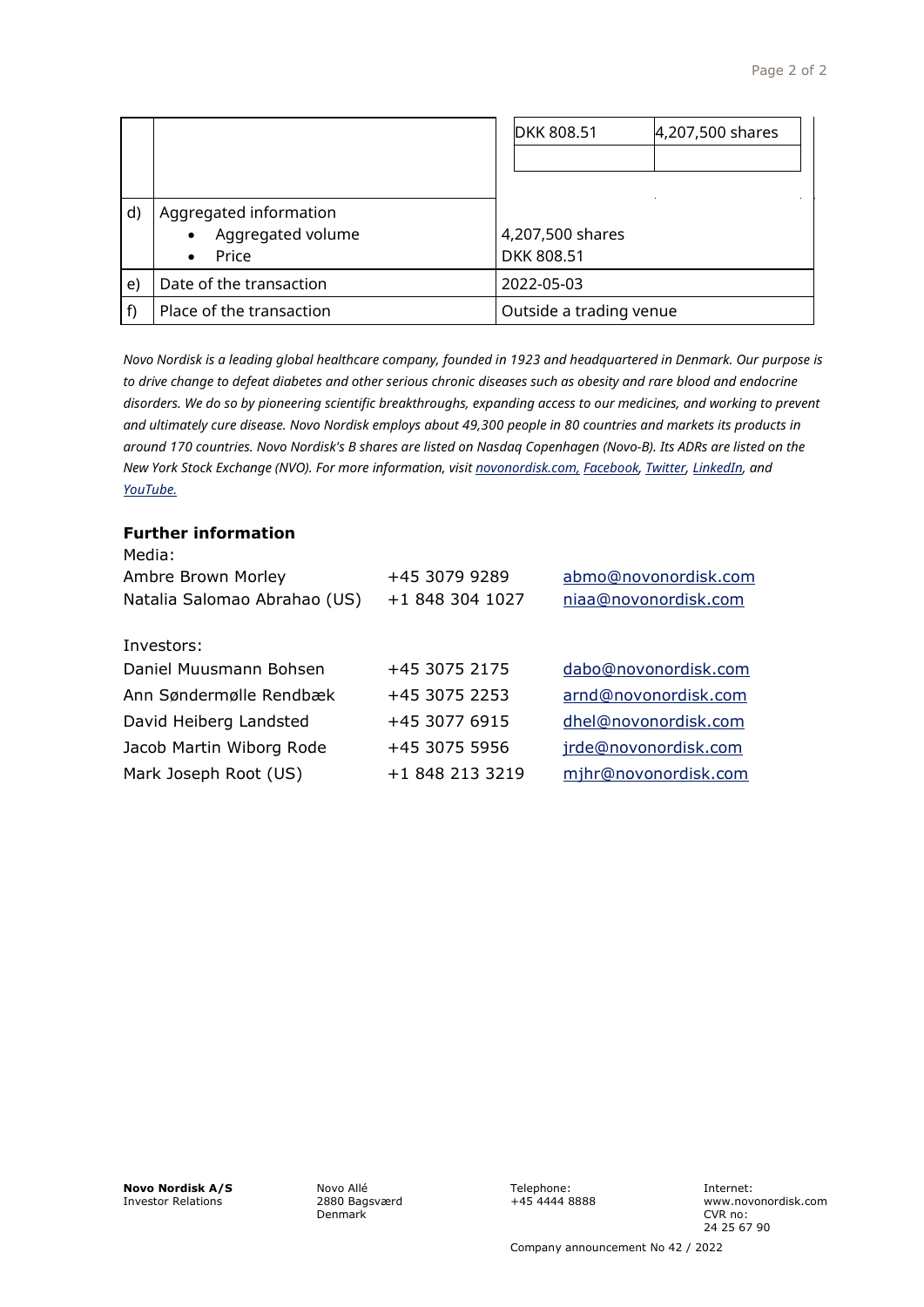| | | | |
|---|---|---|---|
| | | DKK 808.51 | 4,207,500 shares |
| d) | Aggregated information<br>• Aggregated volume<br>• Price | 4,207,500 shares<br>DKK 808.51 | |
| e) | Date of the transaction | 2022-05-03 | |
| f) | Place of the transaction | Outside a trading venue | |

*Novo Nordisk is a leading global healthcare company, founded in 1923 and headquartered in Denmark. Our purpose is to drive change to defeat diabetes and other serious chronic diseases such as obesity and rare blood and endocrine disorders. We do so by pioneering scientific breakthroughs, expanding access to our medicines, and working to prevent and ultimately cure disease. Novo Nordisk employs about 49,300 people in 80 countries and markets its products in around 170 countries. Novo Nordisk's B shares are listed on Nasdaq Copenhagen (Novo-B). Its ADRs are listed on the New York Stock Exchange (NVO). For more information, visit novonordisk.com, Facebook, Twitter, LinkedIn, and YouTube.*

**Further information**

Media:

| | | |
|---|---|---|
| Ambre Brown Morley | +45 3079 9289 | abmo@novonordisk.com |
| Natalia Salomao Abrahao (US) | +1 848 304 1027 | niaa@novonordisk.com |

Investors:

| | | |
|---|---|---|
| Daniel Muusmann Bohsen | +45 3075 2175 | dabo@novonordisk.com |
| Ann Søndermølle Rendbæk | +45 3075 2253 | arnd@novonordisk.com |
| David Heiberg Landsted | +45 3077 6915 | dhel@novonordisk.com |
| Jacob Martin Wiborg Rode | +45 3075 5956 | jrde@novonordisk.com |
| Mark Joseph Root (US) | +1 848 213 3219 | mjhr@novonordisk.com |

**Novo Nordisk A/S**
Investor Relations

Novo Allé
2880 Bagsværd
Denmark

Telephone:
+45 4444 8888

Internet:
www.novonordisk.com
CVR no:
24 25 67 90

Company announcement No 42 / 2022